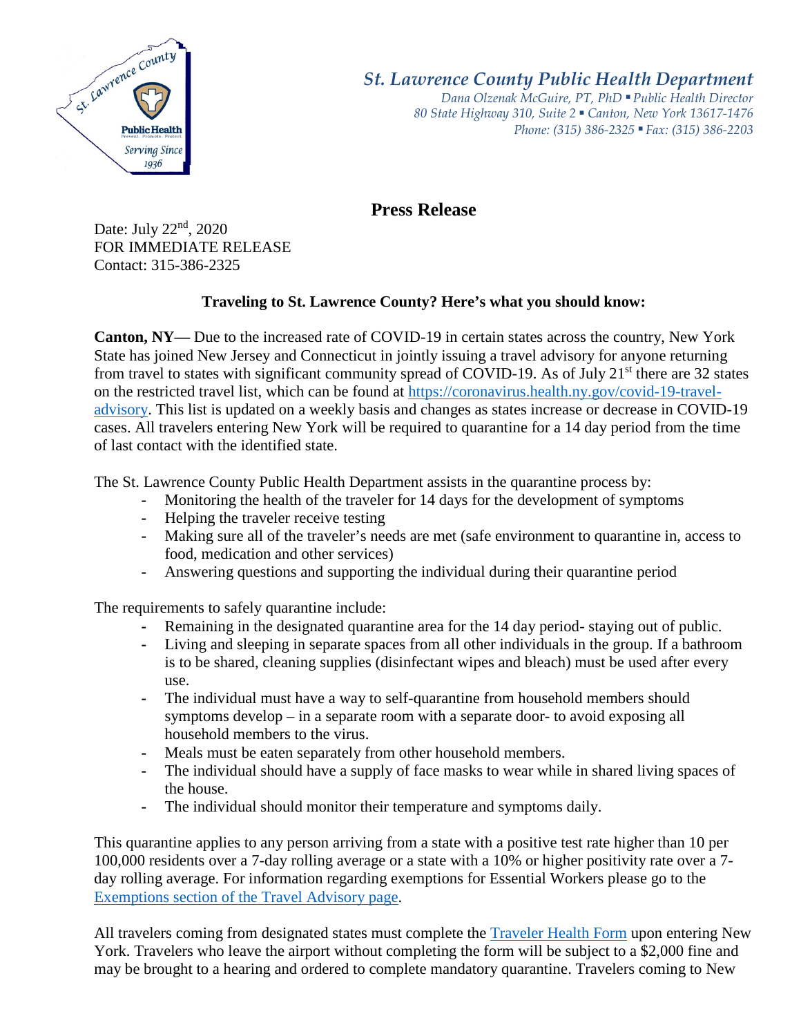# St. Lawrence County Public Health Department

*Dana Olzenak McGuire, PT, PhD ▪ Public Health Director*
*80 State Highway 310, Suite 2 ▪ Canton, New York 13617-1476*
*Phone: (315) 386-2325 ▪ Fax: (315) 386-2203*

## Press Release

Date: July 22nd, 2020
FOR IMMEDIATE RELEASE
Contact: 315-386-2325

### Traveling to St. Lawrence County? Here's what you should know:

**Canton, NY—** Due to the increased rate of COVID-19 in certain states across the country, New York State has joined New Jersey and Connecticut in jointly issuing a travel advisory for anyone returning from travel to states with significant community spread of COVID-19. As of July 21st there are 32 states on the restricted travel list, which can be found at [https://coronavirus.health.ny.gov/covid-19-travel-advisory](https://coronavirus.health.ny.gov/covid-19-travel-advisory). This list is updated on a weekly basis and changes as states increase or decrease in COVID-19 cases. All travelers entering New York will be required to quarantine for a 14 day period from the time of last contact with the identified state.

The St. Lawrence County Public Health Department assists in the quarantine process by:

- Monitoring the health of the traveler for 14 days for the development of symptoms
- Helping the traveler receive testing
- Making sure all of the traveler's needs are met (safe environment to quarantine in, access to food, medication and other services)
- Answering questions and supporting the individual during their quarantine period

The requirements to safely quarantine include:

- Remaining in the designated quarantine area for the 14 day period- staying out of public.
- Living and sleeping in separate spaces from all other individuals in the group. If a bathroom is to be shared, cleaning supplies (disinfectant wipes and bleach) must be used after every use.
- The individual must have a way to self-quarantine from household members should symptoms develop – in a separate room with a separate door- to avoid exposing all household members to the virus.
- Meals must be eaten separately from other household members.
- The individual should have a supply of face masks to wear while in shared living spaces of the house.
- The individual should monitor their temperature and symptoms daily.

This quarantine applies to any person arriving from a state with a positive test rate higher than 10 per 100,000 residents over a 7-day rolling average or a state with a 10% or higher positivity rate over a 7-day rolling average. For information regarding exemptions for Essential Workers please go to the [Exemptions section of the Travel Advisory page](https://coronavirus.health.ny.gov/covid-19-travel-advisory).

All travelers coming from designated states must complete the [Traveler Health Form](https://coronavirus.health.ny.gov/covid-19-travel-advisory) upon entering New York. Travelers who leave the airport without completing the form will be subject to a $2,000 fine and may be brought to a hearing and ordered to complete mandatory quarantine. Travelers coming to New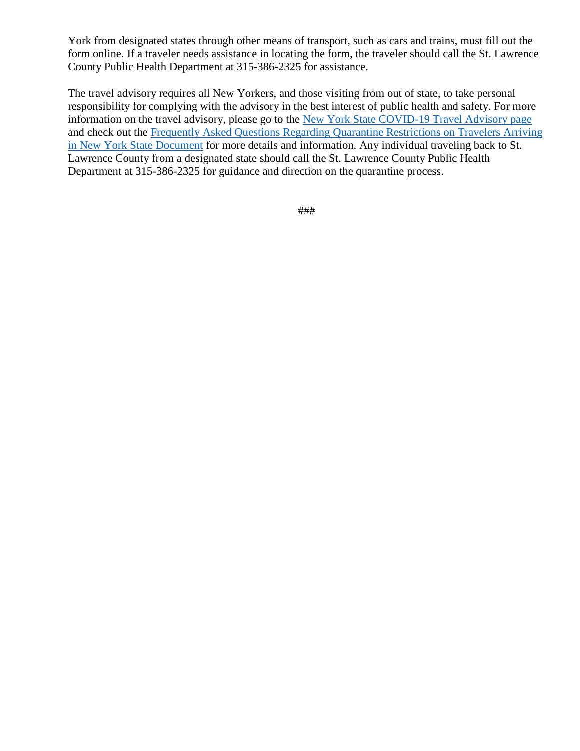York from designated states through other means of transport, such as cars and trains, must fill out the form online. If a traveler needs assistance in locating the form, the traveler should call the St. Lawrence County Public Health Department at 315-386-2325 for assistance.

The travel advisory requires all New Yorkers, and those visiting from out of state, to take personal responsibility for complying with the advisory in the best interest of public health and safety. For more information on the travel advisory, please go to the New York State COVID-19 Travel Advisory page and check out the Frequently Asked Questions Regarding Quarantine Restrictions on Travelers Arriving in New York State Document for more details and information. Any individual traveling back to St. Lawrence County from a designated state should call the St. Lawrence County Public Health Department at 315-386-2325 for guidance and direction on the quarantine process.

###